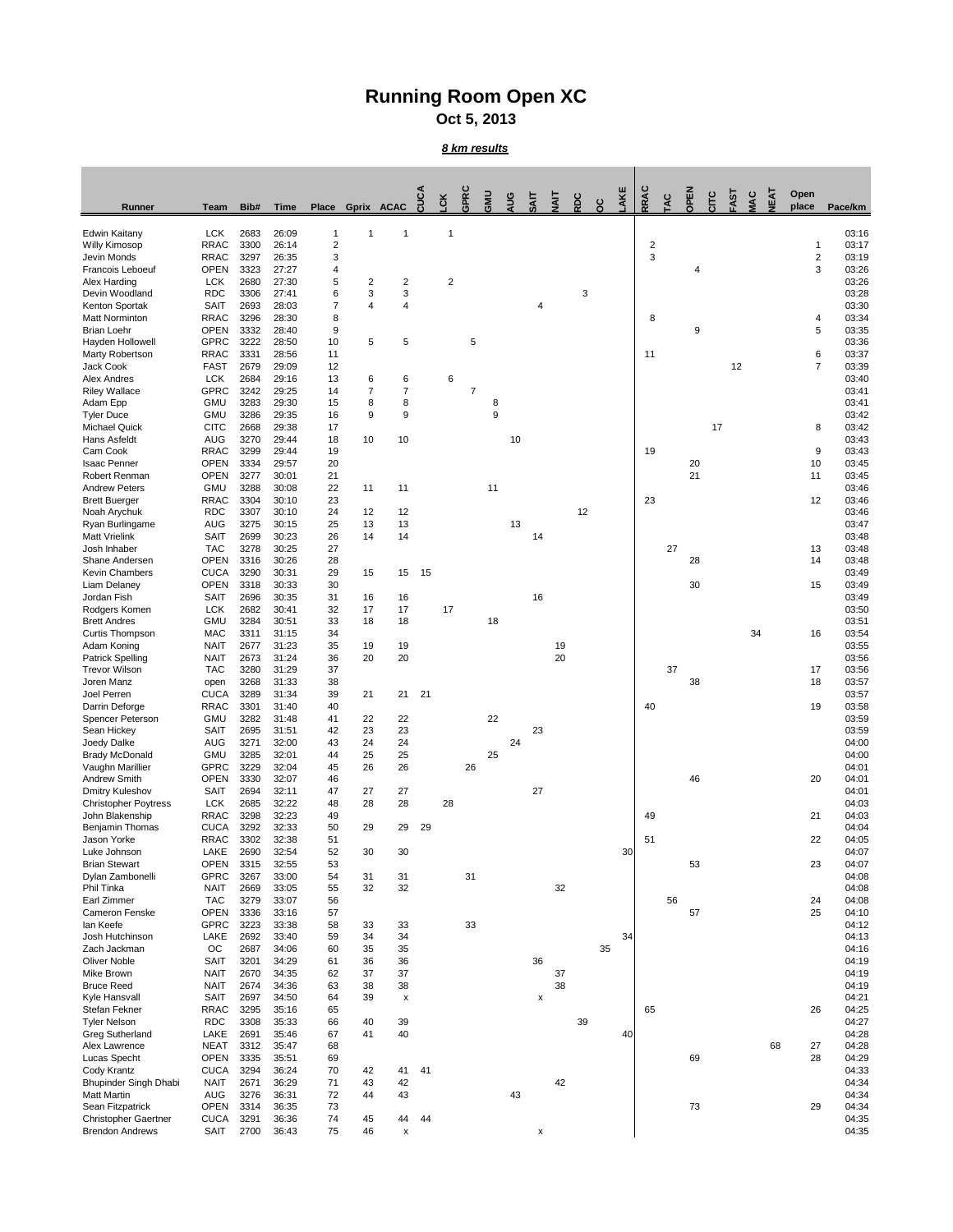# Running Room Open XC

**Oct 5, 2013**

***8 km results***

| Runner | Team | Bib# | Time | Place | Gprix | ACAC | CUCA | LCK | GPRC | GMU | AUG | SAIT | NAIT | RDC | OC | LAKE | RRAC | TAC | OPEN | CITC | FAST | MAC | NEAT | Open place | Pace/km |
|---|---|---|---|---|---|---|---|---|---|---|---|---|---|---|---|---|---|---|---|---|---|---|---|---|---|
| Edwin Kaitany | LCK | 2683 | 26:09 | 1 | 1 | 1 | | 1 | | | | | | | | | | | | | | | | | 03:16 |
| Willy Kimosop | RRAC | 3300 | 26:14 | 2 | | | | | | | | | | | | | 2 | | | | | | | 1 | 03:17 |
| Jevin Monds | RRAC | 3297 | 26:35 | 3 | | | | | | | | | | | | | 3 | | | | | | | 2 | 03:19 |
| Francois Leboeuf | OPEN | 3323 | 27:27 | 4 | | | | | | | | | | | | | | | 4 | | | | | 3 | 03:26 |
| Alex Harding | LCK | 2680 | 27:30 | 5 | 2 | 2 | | 2 | | | | | | | | | | | | | | | | | 03:26 |
| Devin Woodland | RDC | 3306 | 27:41 | 6 | 3 | 3 | | | | | | | | 3 | | | | | | | | | | | 03:28 |
| Kenton Sportak | SAIT | 2693 | 28:03 | 7 | 4 | 4 | | | | | | 4 | | | | | | | | | | | | | 03:30 |
| Matt Norminton | RRAC | 3296 | 28:30 | 8 | | | | | | | | | | | | | 8 | | | | | | | 4 | 03:34 |
| Brian Loehr | OPEN | 3332 | 28:40 | 9 | | | | | | | | | | | | | | | 9 | | | | | 5 | 03:35 |
| Hayden Hollowell | GPRC | 3222 | 28:50 | 10 | 5 | 5 | | | 5 | | | | | | | | | | | | | | | | 03:36 |
| Marty Robertson | RRAC | 3331 | 28:56 | 11 | | | | | | | | | | | | | 11 | | | | | | | 6 | 03:37 |
| Jack Cook | FAST | 2679 | 29:09 | 12 | | | | | | | | | | | | | | | | | 12 | | | 7 | 03:39 |
| Alex Andres | LCK | 2684 | 29:16 | 13 | 6 | 6 | | 6 | | | | | | | | | | | | | | | | | 03:40 |
| Riley Wallace | GPRC | 3242 | 29:25 | 14 | 7 | 7 | | | 7 | | | | | | | | | | | | | | | | 03:41 |
| Adam Epp | GMU | 3283 | 29:30 | 15 | 8 | 8 | | | | 8 | | | | | | | | | | | | | | | 03:41 |
| Tyler Duce | GMU | 3286 | 29:35 | 16 | 9 | 9 | | | | 9 | | | | | | | | | | | | | | | 03:42 |
| Michael Quick | CITC | 2668 | 29:38 | 17 | | | | | | | | | | | | | | | | 17 | | | | 8 | 03:42 |
| Hans Asfeldt | AUG | 3270 | 29:44 | 18 | 10 | 10 | | | | | 10 | | | | | | | | | | | | | | 03:43 |
| Cam Cook | RRAC | 3299 | 29:44 | 19 | | | | | | | | | | | | | 19 | | | | | | | 9 | 03:43 |
| Isaac Penner | OPEN | 3334 | 29:57 | 20 | | | | | | | | | | | | | | | 20 | | | | | 10 | 03:45 |
| Robert Renman | OPEN | 3277 | 30:01 | 21 | | | | | | | | | | | | | | | 21 | | | | | 11 | 03:45 |
| Andrew Peters | GMU | 3288 | 30:08 | 22 | 11 | 11 | | | | 11 | | | | | | | | | | | | | | | 03:46 |
| Brett Buerger | RRAC | 3304 | 30:10 | 23 | | | | | | | | | | | | | 23 | | | | | | | 12 | 03:46 |
| Noah Arychuk | RDC | 3307 | 30:10 | 24 | 12 | 12 | | | | | | | | 12 | | | | | | | | | | | 03:46 |
| Ryan Burlingame | AUG | 3275 | 30:15 | 25 | 13 | 13 | | | | | 13 | | | | | | | | | | | | | | 03:47 |
| Matt Vrielink | SAIT | 2699 | 30:23 | 26 | 14 | 14 | | | | | | 14 | | | | | | | | | | | | | 03:48 |
| Josh Inhaber | TAC | 3278 | 30:25 | 27 | | | | | | | | | | | | | | 27 | | | | | | 13 | 03:48 |
| Shane Andersen | OPEN | 3316 | 30:26 | 28 | | | | | | | | | | | | | | | 28 | | | | | 14 | 03:48 |
| Kevin Chambers | CUCA | 3290 | 30:31 | 29 | 15 | 15 | 15 | | | | | | | | | | | | | | | | | | 03:49 |
| Liam Delaney | OPEN | 3318 | 30:33 | 30 | | | | | | | | | | | | | | | 30 | | | | | 15 | 03:49 |
| Jordan Fish | SAIT | 2696 | 30:35 | 31 | 16 | 16 | | | | | | 16 | | | | | | | | | | | | | 03:49 |
| Rodgers Komen | LCK | 2682 | 30:41 | 32 | 17 | 17 | | 17 | | | | | | | | | | | | | | | | | 03:50 |
| Brett Andres | GMU | 3284 | 30:51 | 33 | 18 | 18 | | | | 18 | | | | | | | | | | | | | | | 03:51 |
| Curtis Thompson | MAC | 3311 | 31:15 | 34 | | | | | | | | | | | | | | | | | | 34 | | 16 | 03:54 |
| Adam Koning | NAIT | 2677 | 31:23 | 35 | 19 | 19 | | | | | | | 19 | | | | | | | | | | | | 03:55 |
| Patrick Spelling | NAIT | 2673 | 31:24 | 36 | 20 | 20 | | | | | | | 20 | | | | | | | | | | | | 03:56 |
| Trevor Wilson | TAC | 3280 | 31:29 | 37 | | | | | | | | | | | | | | 37 | | | | | | 17 | 03:56 |
| Joren Manz | open | 3268 | 31:33 | 38 | | | | | | | | | | | | | | | 38 | | | | | 18 | 03:57 |
| Joel Perren | CUCA | 3289 | 31:34 | 39 | 21 | 21 | 21 | | | | | | | | | | | | | | | | | | 03:57 |
| Darrin Deforge | RRAC | 3301 | 31:40 | 40 | | | | | | | | | | | | | 40 | | | | | | | 19 | 03:58 |
| Spencer Peterson | GMU | 3282 | 31:48 | 41 | 22 | 22 | | | | 22 | | | | | | | | | | | | | | | 03:59 |
| Sean Hickey | SAIT | 2695 | 31:51 | 42 | 23 | 23 | | | | | | 23 | | | | | | | | | | | | | 03:59 |
| Joedy Dalke | AUG | 3271 | 32:00 | 43 | 24 | 24 | | | | | 24 | | | | | | | | | | | | | | 04:00 |
| Brady McDonald | GMU | 3285 | 32:01 | 44 | 25 | 25 | | | | 25 | | | | | | | | | | | | | | | 04:00 |
| Vaughn Marillier | GPRC | 3229 | 32:04 | 45 | 26 | 26 | | | 26 | | | | | | | | | | | | | | | | 04:01 |
| Andrew Smith | OPEN | 3330 | 32:07 | 46 | | | | | | | | | | | | | | | 46 | | | | | 20 | 04:01 |
| Dmitry Kuleshov | SAIT | 2694 | 32:11 | 47 | 27 | 27 | | | | | | 27 | | | | | | | | | | | | | 04:01 |
| Christopher Poytress | LCK | 2685 | 32:22 | 48 | 28 | 28 | | 28 | | | | | | | | | | | | | | | | | 04:03 |
| John Blakenship | RRAC | 3298 | 32:23 | 49 | | | | | | | | | | | | | 49 | | | | | | | 21 | 04:03 |
| Benjamin Thomas | CUCA | 3292 | 32:33 | 50 | 29 | 29 | 29 | | | | | | | | | | | | | | | | | | 04:04 |
| Jason Yorke | RRAC | 3302 | 32:38 | 51 | | | | | | | | | | | | | 51 | | | | | | | 22 | 04:05 |
| Luke Johnson | LAKE | 2690 | 32:54 | 52 | 30 | 30 | | | | | | | | | | 30 | | | | | | | | | 04:07 |
| Brian Stewart | OPEN | 3315 | 32:55 | 53 | | | | | | | | | | | | | | | 53 | | | | | 23 | 04:07 |
| Dylan Zambonelli | GPRC | 3267 | 33:00 | 54 | 31 | 31 | | | 31 | | | | | | | | | | | | | | | | 04:08 |
| Phil Tinka | NAIT | 2669 | 33:05 | 55 | 32 | 32 | | | | | | | 32 | | | | | | | | | | | | 04:08 |
| Earl Zimmer | TAC | 3279 | 33:07 | 56 | | | | | | | | | | | | | | 56 | | | | | | 24 | 04:08 |
| Cameron Fenske | OPEN | 3336 | 33:16 | 57 | | | | | | | | | | | | | | | 57 | | | | | 25 | 04:10 |
| Ian Keefe | GPRC | 3223 | 33:38 | 58 | 33 | 33 | | | 33 | | | | | | | | | | | | | | | | 04:12 |
| Josh Hutchinson | LAKE | 2692 | 33:40 | 59 | 34 | 34 | | | | | | | | | | 34 | | | | | | | | | 04:13 |
| Zach Jackman | OC | 2687 | 34:06 | 60 | 35 | 35 | | | | | | | | | 35 | | | | | | | | | | 04:16 |
| Oliver Noble | SAIT | 3201 | 34:29 | 61 | 36 | 36 | | | | | | 36 | | | | | | | | | | | | | 04:19 |
| Mike Brown | NAIT | 2670 | 34:35 | 62 | 37 | 37 | | | | | | | 37 | | | | | | | | | | | | 04:19 |
| Bruce Reed | NAIT | 2674 | 34:36 | 63 | 38 | 38 | | | | | | | 38 | | | | | | | | | | | | 04:19 |
| Kyle Hansvall | SAIT | 2697 | 34:50 | 64 | 39 | x | | | | | | x | | | | | | | | | | | | | 04:21 |
| Stefan Fekner | RRAC | 3295 | 35:16 | 65 | | | | | | | | | | | | | 65 | | | | | | | 26 | 04:25 |
| Tyler Nelson | RDC | 3308 | 35:33 | 66 | 40 | 39 | | | | | | | | 39 | | | | | | | | | | | 04:27 |
| Greg Sutherland | LAKE | 2691 | 35:46 | 67 | 41 | 40 | | | | | | | | | | 40 | | | | | | | | | 04:28 |
| Alex Lawrence | NEAT | 3312 | 35:47 | 68 | | | | | | | | | | | | | | | | | | | 68 | 27 | 04:28 |
| Lucas Specht | OPEN | 3335 | 35:51 | 69 | | | | | | | | | | | | | | | 69 | | | | | 28 | 04:29 |
| Cody Krantz | CUCA | 3294 | 36:24 | 70 | 42 | 41 | 41 | | | | | | | | | | | | | | | | | | 04:33 |
| Bhupinder Singh Dhabi | NAIT | 2671 | 36:29 | 71 | 43 | 42 | | | | | | | 42 | | | | | | | | | | | | 04:34 |
| Matt Martin | AUG | 3276 | 36:31 | 72 | 44 | 43 | | | | | 43 | | | | | | | | | | | | | | 04:34 |
| Sean Fitzpatrick | OPEN | 3314 | 36:35 | 73 | | | | | | | | | | | | | | | 73 | | | | | 29 | 04:34 |
| Christopher Gaertner | CUCA | 3291 | 36:36 | 74 | 45 | 44 | 44 | | | | | | | | | | | | | | | | | | 04:35 |
| Brendon Andrews | SAIT | 2700 | 36:43 | 75 | 46 | x | | | | | | x | | | | | | | | | | | | | 04:35 |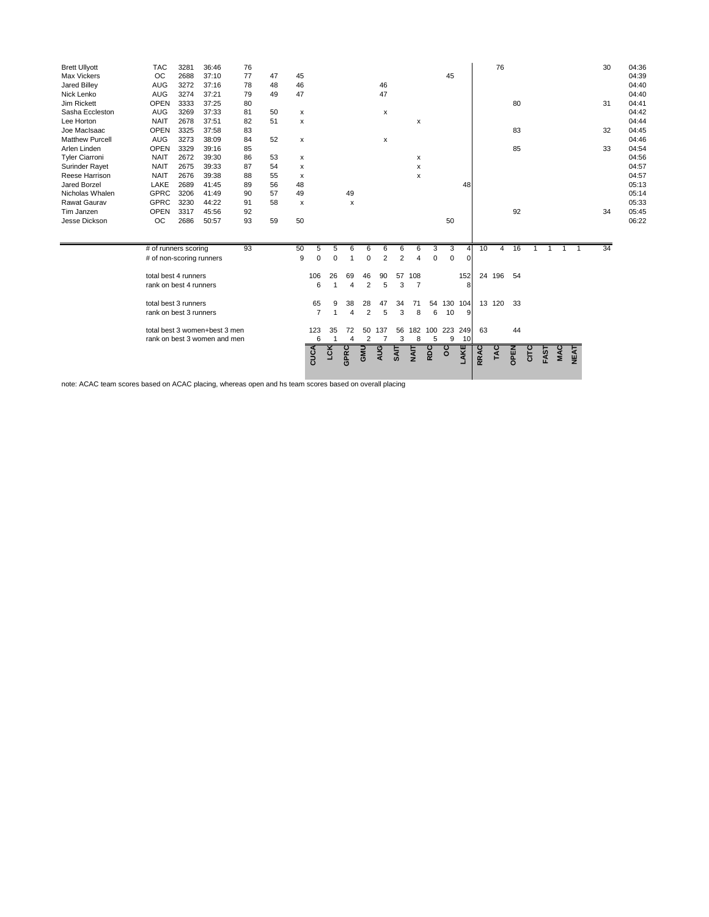| | | | | | | | | | | | | | | | | | | | | | | | | | |
|---|---|---|---|---|---|---|---|---|---|---|---|---|---|---|---|---|---|---|---|---|---|---|---|---|---|
| Brett Ullyott | TAC | 3281 | 36:46 | 76 | | | | | | | | | | | | | | 76 | | | | | | 30 | 04:36 |
| Max Vickers | OC | 2688 | 37:10 | 77 | 47 | 45 | | | | | | | | | 45 | | | | | | | | | | 04:39 |
| Jared Billey | AUG | 3272 | 37:16 | 78 | 48 | 46 | | | | | 46 | | | | | | | | | | | | | | 04:40 |
| Nick Lenko | AUG | 3274 | 37:21 | 79 | 49 | 47 | | | | | 47 | | | | | | | | | | | | | | 04:40 |
| Jim Rickett | OPEN | 3333 | 37:25 | 80 | | | | | | | | | | | | | | | 80 | | | | | 31 | 04:41 |
| Sasha Eccleston | AUG | 3269 | 37:33 | 81 | 50 | x | | | | | x | | | | | | | | | | | | | | 04:42 |
| Lee Horton | NAIT | 2678 | 37:51 | 82 | 51 | x | | | | | | | x | | | | | | | | | | | | 04:44 |
| Joe MacIsaac | OPEN | 3325 | 37:58 | 83 | | | | | | | | | | | | | | | 83 | | | | | 32 | 04:45 |
| Matthew Purcell | AUG | 3273 | 38:09 | 84 | 52 | x | | | | | x | | | | | | | | | | | | | | 04:46 |
| Arlen Linden | OPEN | 3329 | 39:16 | 85 | | | | | | | | | | | | | | | 85 | | | | | 33 | 04:54 |
| Tyler Ciarroni | NAIT | 2672 | 39:30 | 86 | 53 | x | | | | | | | x | | | | | | | | | | | | 04:56 |
| Surinder Rayet | NAIT | 2675 | 39:33 | 87 | 54 | x | | | | | | | x | | | | | | | | | | | | 04:57 |
| Reese Harrison | NAIT | 2676 | 39:38 | 88 | 55 | x | | | | | | | x | | | | | | | | | | | | 04:57 |
| Jared Borzel | LAKE | 2689 | 41:45 | 89 | 56 | 48 | | | | | | | | | | 48 | | | | | | | | | 05:13 |
| Nicholas Whalen | GPRC | 3206 | 41:49 | 90 | 57 | 49 | | | 49 | | | | | | | | | | | | | | | | 05:14 |
| Rawat Gaurav | GPRC | 3230 | 44:22 | 91 | 58 | x | | | x | | | | | | | | | | | | | | | | 05:33 |
| Tim Janzen | OPEN | 3317 | 45:56 | 92 | | | | | | | | | | | | | | | 92 | | | | | 34 | 05:45 |
| Jesse Dickson | OC | 2686 | 50:57 | 93 | 59 | 50 | | | | | | | | | 50 | | | | | | | | | | 06:22 |
| | # of runners scoring | | | 93 | | 50 | 5 | 5 | 6 | 6 | 6 | 6 | 6 | 3 | 3 | 4 | 10 | 4 | 16 | 1 | 1 | 1 | 1 | 34 | |
| | # of non-scoring runners | | | | | 9 | 0 | 0 | 1 | 0 | 2 | 2 | 4 | 0 | 0 | 0 | | | | | | | | | |
| | total best 4 runners | | | | | | 106 | 26 | 69 | 46 | 90 | 57 | 108 | | | 152 | 24 | 196 | 54 | | | | | | |
| | rank on best 4 runners | | | | | | 6 | 1 | 4 | 2 | 5 | 3 | 7 | | | 8 | | | | | | | | | |
| | total best 3 runners | | | | | | 65 | 9 | 38 | 28 | 47 | 34 | 71 | 54 | 130 | 104 | 13 | 120 | 33 | | | | | | |
| | rank on best 3 runners | | | | | | 7 | 1 | 4 | 2 | 5 | 3 | 8 | 6 | 10 | 9 | | | | | | | | | |
| | total best 3 women+best 3 men | | | | | | 123 | 35 | 72 | 50 | 137 | 56 | 182 | 100 | 223 | 249 | 63 | | 44 | | | | | | |
| | rank on best 3 women and men | | | | | | 6 | 1 | 4 | 2 | 7 | 3 | 8 | 5 | 9 | 10 | | | | | | | | | |
| | | | | | | | CUCA | LCK | GPRC | GMU | AUG | SAIT | NAIT | RDC | OC | LAKE | RRAC | TAC | OPEN | CITC | FAST | MAC | NEAT | | |

note: ACAC team scores based on ACAC placing, whereas open and hs team scores based on overall placing